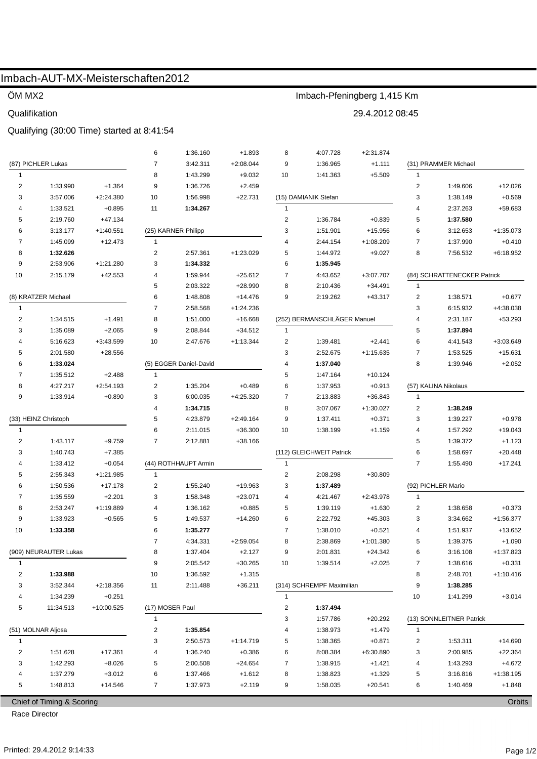# Imbach-AUT-MX-Meisterschaften2012

ÖM MX2 — Imbach-Pfeningberg 1,415 Km

Qualifikation — 29.4.2012 08:45

Qualifying (30:00 Time) started at 8:41:54

### (87) PICHLER Lukas

| Lap | Time | Diff |
|---|---|---|
| 1 | | |
| 2 | 1:33.990 | +1.364 |
| 3 | 3:57.006 | +2:24.380 |
| 4 | 1:33.521 | +0.895 |
| 5 | 2:19.760 | +47.134 |
| 6 | 3:13.177 | +1:40.551 |
| 7 | 1:45.099 | +12.473 |
| 8 | **1:32.626** | |
| 9 | 2:53.906 | +1:21.280 |
| 10 | 2:15.179 | +42.553 |

### (8) KRATZER Michael

| Lap | Time | Diff |
|---|---|---|
| 1 | | |
| 2 | 1:34.515 | +1.491 |
| 3 | 1:35.089 | +2.065 |
| 4 | 5:16.623 | +3:43.599 |
| 5 | 2:01.580 | +28.556 |
| 6 | **1:33.024** | |
| 7 | 1:35.512 | +2.488 |
| 8 | 4:27.217 | +2:54.193 |
| 9 | 1:33.914 | +0.890 |

### (33) HEINZ Christoph

| Lap | Time | Diff |
|---|---|---|
| 1 | | |
| 2 | 1:43.117 | +9.759 |
| 3 | 1:40.743 | +7.385 |
| 4 | 1:33.412 | +0.054 |
| 5 | 2:55.343 | +1:21.985 |
| 6 | 1:50.536 | +17.178 |
| 7 | 1:35.559 | +2.201 |
| 8 | 2:53.247 | +1:19.889 |
| 9 | 1:33.923 | +0.565 |
| 10 | **1:33.358** | |

### (909) NEURAUTER Lukas

| Lap | Time | Diff |
|---|---|---|
| 1 | | |
| 2 | **1:33.988** | |
| 3 | 3:52.344 | +2:18.356 |
| 4 | 1:34.239 | +0.251 |
| 5 | 11:34.513 | +10:00.525 |

### (51) MOLNAR Aljosa

| Lap | Time | Diff |
|---|---|---|
| 1 | | |
| 2 | 1:51.628 | +17.361 |
| 3 | 1:42.293 | +8.026 |
| 4 | 1:37.279 | +3.012 |
| 5 | 1:48.813 | +14.546 |
| 6 | 1:36.160 | +1.893 |
| 7 | 3:42.311 | +2:08.044 |
| 8 | 1:43.299 | +9.032 |
| 9 | 1:36.726 | +2.459 |
| 10 | 1:56.998 | +22.731 |
| 11 | **1:34.267** | |

### (25) KARNER Philipp

| Lap | Time | Diff |
|---|---|---|
| 1 | | |
| 2 | 2:57.361 | +1:23.029 |
| 3 | **1:34.332** | |
| 4 | 1:59.944 | +25.612 |
| 5 | 2:03.322 | +28.990 |
| 6 | 1:48.808 | +14.476 |
| 7 | 2:58.568 | +1:24.236 |
| 8 | 1:51.000 | +16.668 |
| 9 | 2:08.844 | +34.512 |
| 10 | 2:47.676 | +1:13.344 |

### (5) EGGER Daniel-David

| Lap | Time | Diff |
|---|---|---|
| 1 | | |
| 2 | 1:35.204 | +0.489 |
| 3 | 6:00.035 | +4:25.320 |
| 4 | **1:34.715** | |
| 5 | 4:23.879 | +2:49.164 |
| 6 | 2:11.015 | +36.300 |
| 7 | 2:12.881 | +38.166 |

### (44) ROTHHAUPT Armin

| Lap | Time | Diff |
|---|---|---|
| 1 | | |
| 2 | 1:55.240 | +19.963 |
| 3 | 1:58.348 | +23.071 |
| 4 | 1:36.162 | +0.885 |
| 5 | 1:49.537 | +14.260 |
| 6 | **1:35.277** | |
| 7 | 4:34.331 | +2:59.054 |
| 8 | 1:37.404 | +2.127 |
| 9 | 2:05.542 | +30.265 |
| 10 | 1:36.592 | +1.315 |
| 11 | 2:11.488 | +36.211 |

### (17) MOSER Paul

| Lap | Time | Diff |
|---|---|---|
| 1 | | |
| 2 | **1:35.854** | |
| 3 | 2:50.573 | +1:14.719 |
| 4 | 1:36.240 | +0.386 |
| 5 | 2:00.508 | +24.654 |
| 6 | 1:37.466 | +1.612 |
| 7 | 1:37.973 | +2.119 |
| 8 | 4:07.728 | +2:31.874 |
| 9 | 1:36.965 | +1.111 |
| 10 | 1:41.363 | +5.509 |

### (15) DAMIANIK Stefan

| Lap | Time | Diff |
|---|---|---|
| 1 | | |
| 2 | 1:36.784 | +0.839 |
| 3 | 1:51.901 | +15.956 |
| 4 | 2:44.154 | +1:08.209 |
| 5 | 1:44.972 | +9.027 |
| 6 | **1:35.945** | |
| 7 | 4:43.652 | +3:07.707 |
| 8 | 2:10.436 | +34.491 |
| 9 | 2:19.262 | +43.317 |

### (252) BERMANSCHLÄGER Manuel

| Lap | Time | Diff |
|---|---|---|
| 1 | | |
| 2 | 1:39.481 | +2.441 |
| 3 | 2:52.675 | +1:15.635 |
| 4 | **1:37.040** | |
| 5 | 1:47.164 | +10.124 |
| 6 | 1:37.953 | +0.913 |
| 7 | 2:13.883 | +36.843 |
| 8 | 3:07.067 | +1:30.027 |
| 9 | 1:37.411 | +0.371 |
| 10 | 1:38.199 | +1.159 |

### (112) GLEICHWEIT Patrick

| Lap | Time | Diff |
|---|---|---|
| 1 | | |
| 2 | 2:08.298 | +30.809 |
| 3 | **1:37.489** | |
| 4 | 4:21.467 | +2:43.978 |
| 5 | 1:39.119 | +1.630 |
| 6 | 2:22.792 | +45.303 |
| 7 | 1:38.010 | +0.521 |
| 8 | 2:38.869 | +1:01.380 |
| 9 | 2:01.831 | +24.342 |
| 10 | 1:39.514 | +2.025 |

### (314) SCHREMPF Maximilian

| Lap | Time | Diff |
|---|---|---|
| 1 | | |
| 2 | **1:37.494** | |
| 3 | 1:57.786 | +20.292 |
| 4 | 1:38.973 | +1.479 |
| 5 | 1:38.365 | +0.871 |
| 6 | 8:08.384 | +6:30.890 |
| 7 | 1:38.915 | +1.421 |
| 8 | 1:38.823 | +1.329 |
| 9 | 1:58.035 | +20.541 |

### (31) PRAMMER Michael

| Lap | Time | Diff |
|---|---|---|
| 1 | | |
| 2 | 1:49.606 | +12.026 |
| 3 | 1:38.149 | +0.569 |
| 4 | 2:37.263 | +59.683 |
| 5 | **1:37.580** | |
| 6 | 3:12.653 | +1:35.073 |
| 7 | 1:37.990 | +0.410 |
| 8 | 7:56.532 | +6:18.952 |

### (84) SCHRATTENECKER Patrick

| Lap | Time | Diff |
|---|---|---|
| 1 | | |
| 2 | 1:38.571 | +0.677 |
| 3 | 6:15.932 | +4:38.038 |
| 4 | 2:31.187 | +53.293 |
| 5 | **1:37.894** | |
| 6 | 4:41.543 | +3:03.649 |
| 7 | 1:53.525 | +15.631 |
| 8 | 1:39.946 | +2.052 |

### (57) KALINA Nikolaus

| Lap | Time | Diff |
|---|---|---|
| 1 | | |
| 2 | **1:38.249** | |
| 3 | 1:39.227 | +0.978 |
| 4 | 1:57.292 | +19.043 |
| 5 | 1:39.372 | +1.123 |
| 6 | 1:58.697 | +20.448 |
| 7 | 1:55.490 | +17.241 |

### (92) PICHLER Mario

| Lap | Time | Diff |
|---|---|---|
| 1 | | |
| 2 | 1:38.658 | +0.373 |
| 3 | 3:34.662 | +1:56.377 |
| 4 | 1:51.937 | +13.652 |
| 5 | 1:39.375 | +1.090 |
| 6 | 3:16.108 | +1:37.823 |
| 7 | 1:38.616 | +0.331 |
| 8 | 2:48.701 | +1:10.416 |
| 9 | **1:38.285** | |
| 10 | 1:41.299 | +3.014 |

### (13) SONNLEITNER Patrick

| Lap | Time | Diff |
|---|---|---|
| 1 | | |
| 2 | 1:53.311 | +14.690 |
| 3 | 2:00.985 | +22.364 |
| 4 | 1:43.293 | +4.672 |
| 5 | 3:16.816 | +1:38.195 |
| 6 | 1:40.469 | +1.848 |

Chief of Timing & Scoring — Orbits

Race Director

Printed: 29.4.2012 9:14:33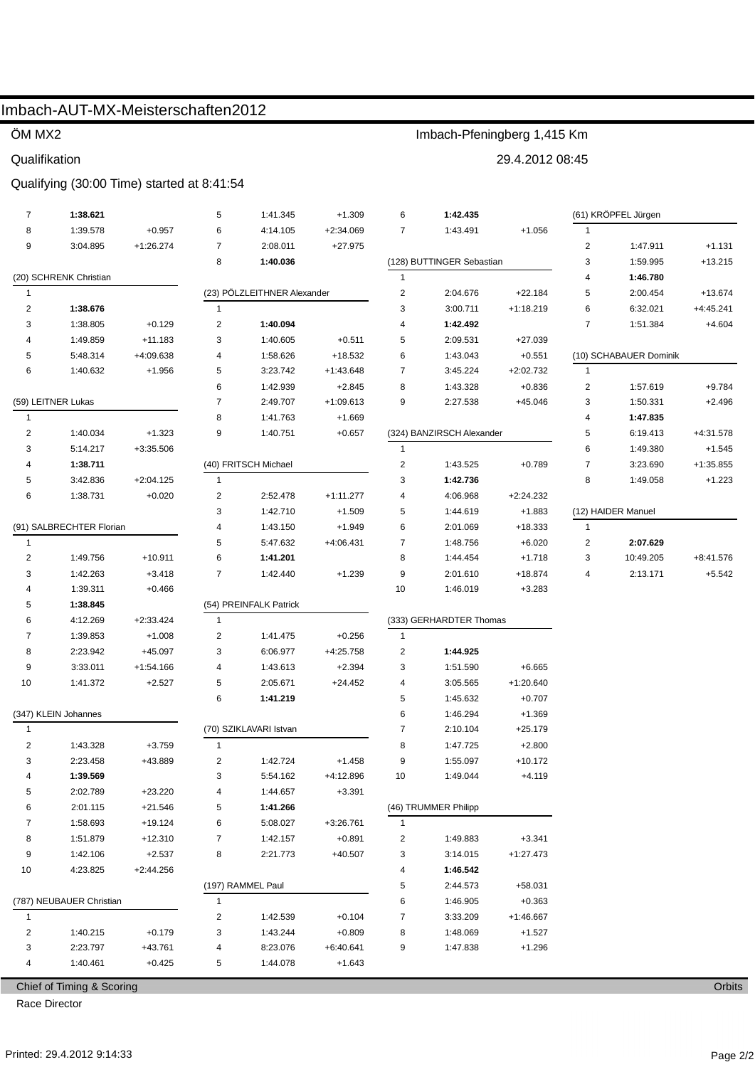# Imbach-AUT-MX-Meisterschaften2012

ÖM MX2 — Imbach-Pfeningberg 1,415 Km

Qualifikation — 29.4.2012 08:45

Qualifying (30:00 Time) started at 8:41:54

| | | |
|---|---|---|
| 7 | **1:38.621** | |
| 8 | 1:39.578 | +0.957 |
| 9 | 3:04.895 | +1:26.274 |

**(20) SCHRENK Christian**

| | | |
|---|---|---|
| 1 | | |
| 2 | **1:38.676** | |
| 3 | 1:38.805 | +0.129 |
| 4 | 1:49.859 | +11.183 |
| 5 | 5:48.314 | +4:09.638 |
| 6 | 1:40.632 | +1.956 |

**(59) LEITNER Lukas**

| | | |
|---|---|---|
| 1 | | |
| 2 | 1:40.034 | +1.323 |
| 3 | 5:14.217 | +3:35.506 |
| 4 | **1:38.711** | |
| 5 | 3:42.836 | +2:04.125 |
| 6 | 1:38.731 | +0.020 |

**(91) SALBRECHTER Florian**

| | | |
|---|---|---|
| 1 | | |
| 2 | 1:49.756 | +10.911 |
| 3 | 1:42.263 | +3.418 |
| 4 | 1:39.311 | +0.466 |
| 5 | **1:38.845** | |
| 6 | 4:12.269 | +2:33.424 |
| 7 | 1:39.853 | +1.008 |
| 8 | 2:23.942 | +45.097 |
| 9 | 3:33.011 | +1:54.166 |
| 10 | 1:41.372 | +2.527 |

**(347) KLEIN Johannes**

| | | |
|---|---|---|
| 1 | | |
| 2 | 1:43.328 | +3.759 |
| 3 | 2:23.458 | +43.889 |
| 4 | **1:39.569** | |
| 5 | 2:02.789 | +23.220 |
| 6 | 2:01.115 | +21.546 |
| 7 | 1:58.693 | +19.124 |
| 8 | 1:51.879 | +12.310 |
| 9 | 1:42.106 | +2.537 |
| 10 | 4:23.825 | +2:44.256 |

**(787) NEUBAUER Christian**

| | | |
|---|---|---|
| 1 | | |
| 2 | 1:40.215 | +0.179 |
| 3 | 2:23.797 | +43.761 |
| 4 | 1:40.461 | +0.425 |
| 5 | 1:41.345 | +1.309 |
| 6 | 4:14.105 | +2:34.069 |
| 7 | 2:08.011 | +27.975 |
| 8 | **1:40.036** | |

**(23) PÖLZLEITHNER Alexander**

| | | |
|---|---|---|
| 1 | | |
| 2 | **1:40.094** | |
| 3 | 1:40.605 | +0.511 |
| 4 | 1:58.626 | +18.532 |
| 5 | 3:23.742 | +1:43.648 |
| 6 | 1:42.939 | +2.845 |
| 7 | 2:49.707 | +1:09.613 |
| 8 | 1:41.763 | +1.669 |
| 9 | 1:40.751 | +0.657 |

**(40) FRITSCH Michael**

| | | |
|---|---|---|
| 1 | | |
| 2 | 2:52.478 | +1:11.277 |
| 3 | 1:42.710 | +1.509 |
| 4 | 1:43.150 | +1.949 |
| 5 | 5:47.632 | +4:06.431 |
| 6 | **1:41.201** | |
| 7 | 1:42.440 | +1.239 |

**(54) PREINFALK Patrick**

| | | |
|---|---|---|
| 1 | | |
| 2 | 1:41.475 | +0.256 |
| 3 | 6:06.977 | +4:25.758 |
| 4 | 1:43.613 | +2.394 |
| 5 | 2:05.671 | +24.452 |
| 6 | **1:41.219** | |

**(70) SZIKLAVARI Istvan**

| | | |
|---|---|---|
| 1 | | |
| 2 | 1:42.724 | +1.458 |
| 3 | 5:54.162 | +4:12.896 |
| 4 | 1:44.657 | +3.391 |
| 5 | **1:41.266** | |
| 6 | 5:08.027 | +3:26.761 |
| 7 | 1:42.157 | +0.891 |
| 8 | 2:21.773 | +40.507 |

**(197) RAMMEL Paul**

| | | |
|---|---|---|
| 1 | | |
| 2 | 1:42.539 | +0.104 |
| 3 | 1:43.244 | +0.809 |
| 4 | 8:23.076 | +6:40.641 |
| 5 | 1:44.078 | +1.643 |
| 6 | **1:42.435** | |
| 7 | 1:43.491 | +1.056 |

**(128) BUTTINGER Sebastian**

| | | |
|---|---|---|
| 1 | | |
| 2 | 2:04.676 | +22.184 |
| 3 | 3:00.711 | +1:18.219 |
| 4 | **1:42.492** | |
| 5 | 2:09.531 | +27.039 |
| 6 | 1:43.043 | +0.551 |
| 7 | 3:45.224 | +2:02.732 |
| 8 | 1:43.328 | +0.836 |
| 9 | 2:27.538 | +45.046 |

**(324) BANZIRSCH Alexander**

| | | |
|---|---|---|
| 1 | | |
| 2 | 1:43.525 | +0.789 |
| 3 | **1:42.736** | |
| 4 | 4:06.968 | +2:24.232 |
| 5 | 1:44.619 | +1.883 |
| 6 | 2:01.069 | +18.333 |
| 7 | 1:48.756 | +6.020 |
| 8 | 1:44.454 | +1.718 |
| 9 | 2:01.610 | +18.874 |
| 10 | 1:46.019 | +3.283 |

**(333) GERHARDTER Thomas**

| | | |
|---|---|---|
| 1 | | |
| 2 | **1:44.925** | |
| 3 | 1:51.590 | +6.665 |
| 4 | 3:05.565 | +1:20.640 |
| 5 | 1:45.632 | +0.707 |
| 6 | 1:46.294 | +1.369 |
| 7 | 2:10.104 | +25.179 |
| 8 | 1:47.725 | +2.800 |
| 9 | 1:55.097 | +10.172 |
| 10 | 1:49.044 | +4.119 |

**(46) TRUMMER Philipp**

| | | |
|---|---|---|
| 1 | | |
| 2 | 1:49.883 | +3.341 |
| 3 | 3:14.015 | +1:27.473 |
| 4 | **1:46.542** | |
| 5 | 2:44.573 | +58.031 |
| 6 | 1:46.905 | +0.363 |
| 7 | 3:33.209 | +1:46.667 |
| 8 | 1:48.069 | +1.527 |
| 9 | 1:47.838 | +1.296 |

**(61) KRÖPFEL Jürgen**

| | | |
|---|---|---|
| 1 | | |
| 2 | 1:47.911 | +1.131 |
| 3 | 1:59.995 | +13.215 |
| 4 | **1:46.780** | |
| 5 | 2:00.454 | +13.674 |
| 6 | 6:32.021 | +4:45.241 |
| 7 | 1:51.384 | +4.604 |

**(10) SCHABAUER Dominik**

| | | |
|---|---|---|
| 1 | | |
| 2 | 1:57.619 | +9.784 |
| 3 | 1:50.331 | +2.496 |
| 4 | **1:47.835** | |
| 5 | 6:19.413 | +4:31.578 |
| 6 | 1:49.380 | +1.545 |
| 7 | 3:23.690 | +1:35.855 |
| 8 | 1:49.058 | +1.223 |

**(12) HAIDER Manuel**

| | | |
|---|---|---|
| 1 | | |
| 2 | **2:07.629** | |
| 3 | 10:49.205 | +8:41.576 |
| 4 | 2:13.171 | +5.542 |

Chief of Timing & Scoring — Orbits

Race Director

Printed: 29.4.2012 9:14:33